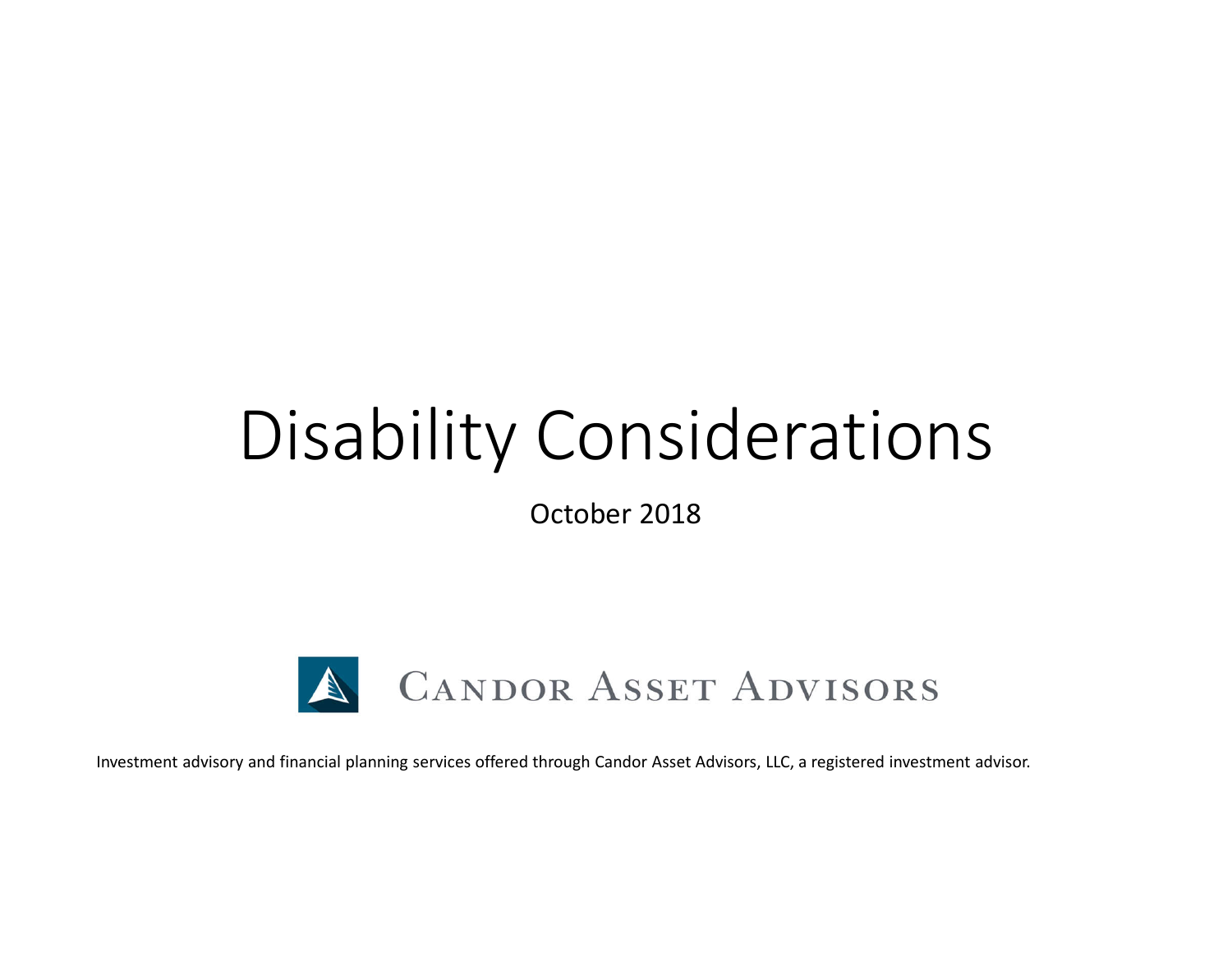# Disability Considerations

October 2018

CANDOR ASSET ADVISORS

Investment advisory and financial planning services offered through Candor Asset Advisors, LLC, a registered investment advisor.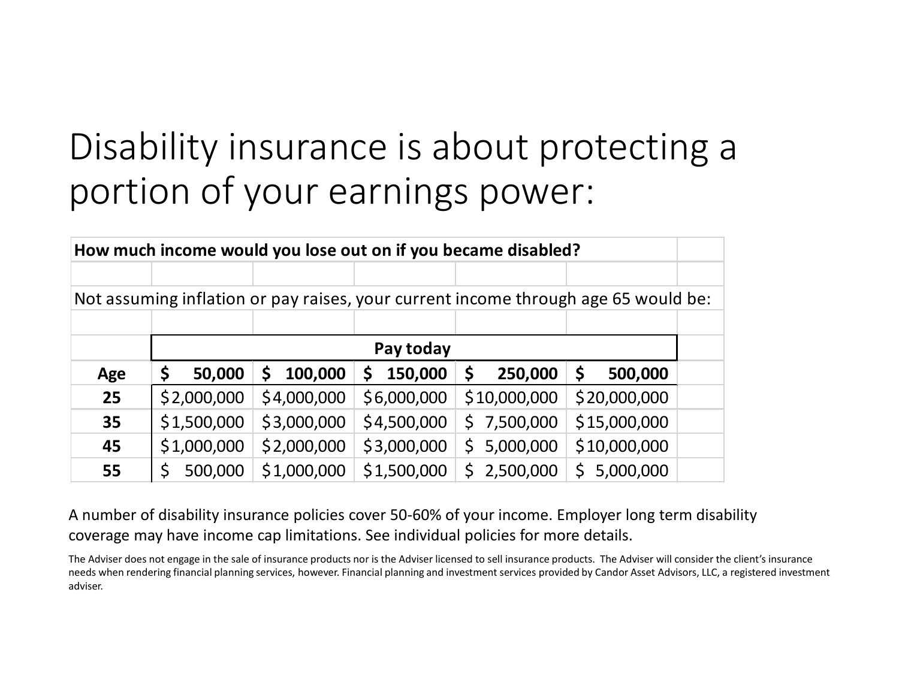# Disability insurance is about protecting a portion of your earnings power:

**How much income would you lose out on if you became disabled?**

Not assuming inflation or pay raises, your current income through age 65 would be:

| | **Pay today** | | | | |
|---|---|---|---|---|---|
| **Age** | **$ 50,000** | **$ 100,000** | **$ 150,000** | **$ 250,000** | **$ 500,000** |
| **25** | $2,000,000 | $4,000,000 | $6,000,000 | $10,000,000 | $20,000,000 |
| **35** | $1,500,000 | $3,000,000 | $4,500,000 | $ 7,500,000 | $15,000,000 |
| **45** | $1,000,000 | $2,000,000 | $3,000,000 | $ 5,000,000 | $10,000,000 |
| **55** | $ 500,000 | $1,000,000 | $1,500,000 | $ 2,500,000 | $ 5,000,000 |

A number of disability insurance policies cover 50-60% of your income. Employer long term disability coverage may have income cap limitations. See individual policies for more details.

The Adviser does not engage in the sale of insurance products nor is the Adviser licensed to sell insurance products. The Adviser will consider the client's insurance needs when rendering financial planning services, however. Financial planning and investment services provided by Candor Asset Advisors, LLC, a registered investment adviser.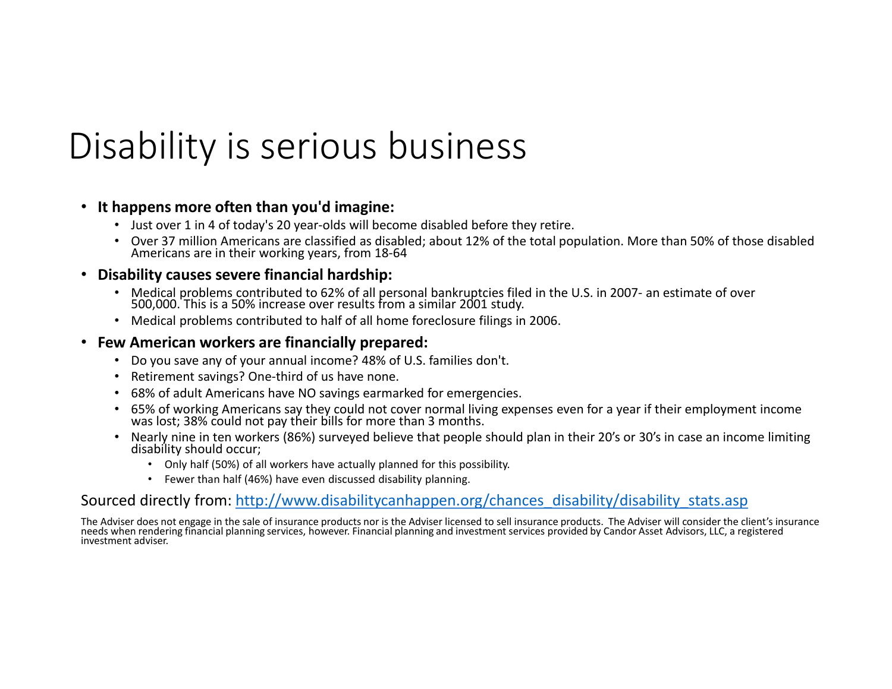# Disability is serious business

- **It happens more often than you'd imagine:**
  - Just over 1 in 4 of today's 20 year-olds will become disabled before they retire.
  - Over 37 million Americans are classified as disabled; about 12% of the total population. More than 50% of those disabled Americans are in their working years, from 18-64
- **Disability causes severe financial hardship:**
  - Medical problems contributed to 62% of all personal bankruptcies filed in the U.S. in 2007- an estimate of over 500,000. This is a 50% increase over results from a similar 2001 study.
  - Medical problems contributed to half of all home foreclosure filings in 2006.
- **Few American workers are financially prepared:**
  - Do you save any of your annual income? 48% of U.S. families don't.
  - Retirement savings? One-third of us have none.
  - 68% of adult Americans have NO savings earmarked for emergencies.
  - 65% of working Americans say they could not cover normal living expenses even for a year if their employment income was lost; 38% could not pay their bills for more than 3 months.
  - Nearly nine in ten workers (86%) surveyed believe that people should plan in their 20's or 30's in case an income limiting disability should occur;
    - Only half (50%) of all workers have actually planned for this possibility.
    - Fewer than half (46%) have even discussed disability planning.

Sourced directly from: http://www.disabilitycanhappen.org/chances_disability/disability_stats.asp

The Adviser does not engage in the sale of insurance products nor is the Adviser licensed to sell insurance products. The Adviser will consider the client's insurance needs when rendering financial planning services, however. Financial planning and investment services provided by Candor Asset Advisors, LLC, a registered investment adviser.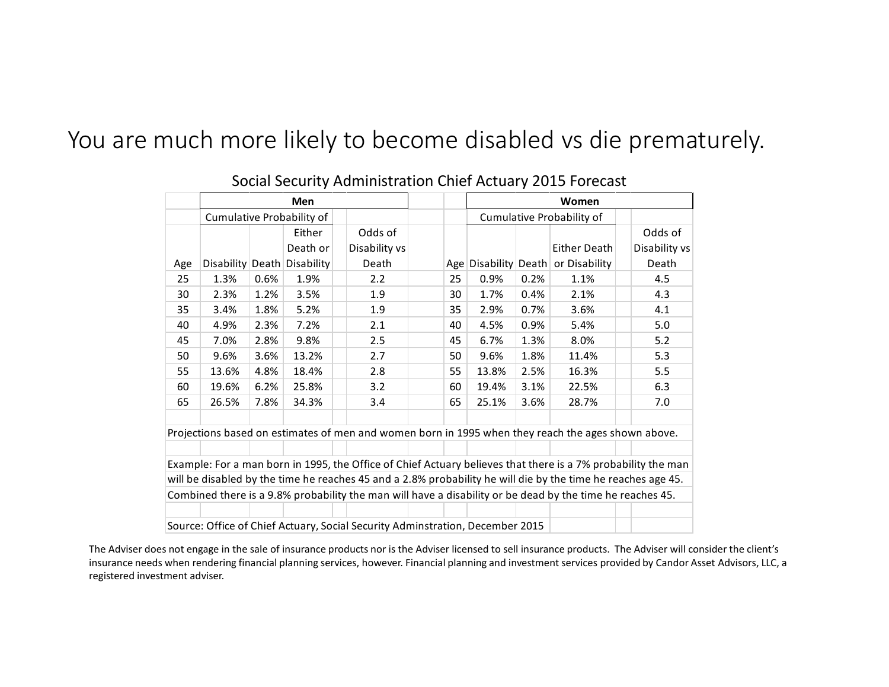# You are much more likely to become disabled vs die prematurely.

## Social Security Administration Chief Actuary 2015 Forecast

| | Men | | | | | Women | | | |
|---|---|---|---|---|---|---|---|---|---|
| | Cumulative Probability of | | | | | Cumulative Probability of | | | |
| Age | Disability | Death | Either Death or Disability | Odds of Disability vs Death | Age | Disability | Death | Either Death or Disability | Odds of Disability vs Death |
| 25 | 1.3% | 0.6% | 1.9% | 2.2 | 25 | 0.9% | 0.2% | 1.1% | 4.5 |
| 30 | 2.3% | 1.2% | 3.5% | 1.9 | 30 | 1.7% | 0.4% | 2.1% | 4.3 |
| 35 | 3.4% | 1.8% | 5.2% | 1.9 | 35 | 2.9% | 0.7% | 3.6% | 4.1 |
| 40 | 4.9% | 2.3% | 7.2% | 2.1 | 40 | 4.5% | 0.9% | 5.4% | 5.0 |
| 45 | 7.0% | 2.8% | 9.8% | 2.5 | 45 | 6.7% | 1.3% | 8.0% | 5.2 |
| 50 | 9.6% | 3.6% | 13.2% | 2.7 | 50 | 9.6% | 1.8% | 11.4% | 5.3 |
| 55 | 13.6% | 4.8% | 18.4% | 2.8 | 55 | 13.8% | 2.5% | 16.3% | 5.5 |
| 60 | 19.6% | 6.2% | 25.8% | 3.2 | 60 | 19.4% | 3.1% | 22.5% | 6.3 |
| 65 | 26.5% | 7.8% | 34.3% | 3.4 | 65 | 25.1% | 3.6% | 28.7% | 7.0 |

Projections based on estimates of men and women born in 1995 when they reach the ages shown above.

Example: For a man born in 1995, the Office of Chief Actuary believes that there is a 7% probability the man will be disabled by the time he reaches 45 and a 2.8% probability he will die by the time he reaches age 45. Combined there is a 9.8% probability the man will have a disability or be dead by the time he reaches 45.

Source: Office of Chief Actuary, Social Security Adminstration, December 2015

The Adviser does not engage in the sale of insurance products nor is the Adviser licensed to sell insurance products. The Adviser will consider the client's insurance needs when rendering financial planning services, however. Financial planning and investment services provided by Candor Asset Advisors, LLC, a registered investment adviser.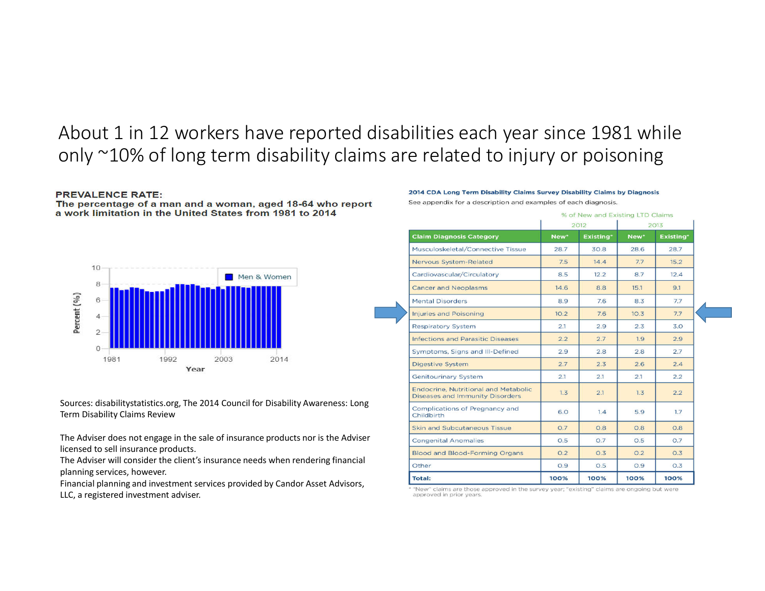# About 1 in 12 workers have reported disabilities each year since 1981 while only ~10% of long term disability claims are related to injury or poisoning

**PREVALENCE RATE:**
**The percentage of a man and a woman, aged 18-64 who report a work limitation in the United States from 1981 to 2014**

Sources: disabilitystatistics.org, The 2014 Council for Disability Awareness: Long Term Disability Claims Review

The Adviser does not engage in the sale of insurance products nor is the Adviser licensed to sell insurance products.
The Adviser will consider the client's insurance needs when rendering financial planning services, however.
Financial planning and investment services provided by Candor Asset Advisors, LLC, a registered investment adviser.

**2014 CDA Long Term Disability Claims Survey Disability Claims by Diagnosis**

See appendix for a description and examples of each diagnosis.

| | % of New and Existing LTD Claims | | | |
|---|---|---|---|---|
| | 2012 | | 2013 | |
| Claim Diagnosis Category | New* | Existing* | New* | Existing* |
| Musculoskeletal/Connective Tissue | 28.7 | 30.8 | 28.6 | 28.7 |
| Nervous System-Related | 7.5 | 14.4 | 7.7 | 15.2 |
| Cardiovascular/Circulatory | 8.5 | 12.2 | 8.7 | 12.4 |
| Cancer and Neoplasms | 14.6 | 8.8 | 15.1 | 9.1 |
| Mental Disorders | 8.9 | 7.6 | 8.3 | 7.7 |
| Injuries and Poisoning | 10.2 | 7.6 | 10.3 | 7.7 |
| Respiratory System | 2.1 | 2.9 | 2.3 | 3.0 |
| Infections and Parasitic Diseases | 2.2 | 2.7 | 1.9 | 2.9 |
| Symptoms, Signs and Ill-Defined | 2.9 | 2.8 | 2.8 | 2.7 |
| Digestive System | 2.7 | 2.3 | 2.6 | 2.4 |
| Genitourinary System | 2.1 | 2.1 | 2.1 | 2.2 |
| Endocrine, Nutritional and Metabolic Diseases and Immunity Disorders | 1.3 | 2.1 | 1.3 | 2.2 |
| Complications of Pregnancy and Childbirth | 6.0 | 1.4 | 5.9 | 1.7 |
| Skin and Subcutaneous Tissue | 0.7 | 0.8 | 0.8 | 0.8 |
| Congenital Anomalies | 0.5 | 0.7 | 0.5 | 0.7 |
| Blood and Blood-Forming Organs | 0.2 | 0.3 | 0.2 | 0.3 |
| Other | 0.9 | 0.5 | 0.9 | 0.3 |
| **Total:** | **100%** | **100%** | **100%** | **100%** |

* "New" claims are those approved in the survey year; "existing" claims are ongoing but were approved in prior years.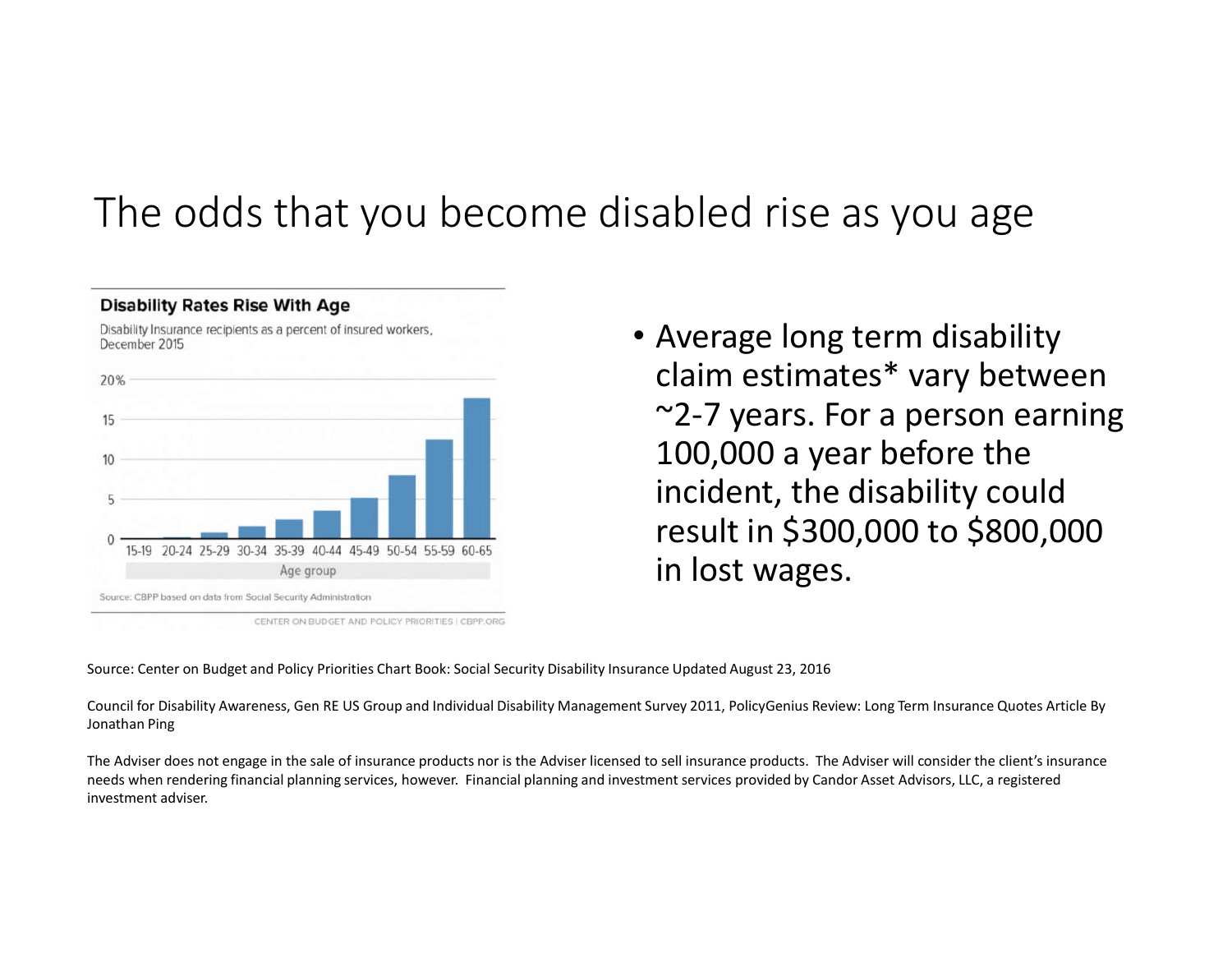# The odds that you become disabled rise as you age

**Disability Rates Rise With Age**

Disability Insurance recipients as a percent of insured workers, December 2015

Source: CBPP based on data from Social Security Administration

CENTER ON BUDGET AND POLICY PRIORITIES | CBPP.ORG

- Average long term disability claim estimates* vary between ~2-7 years. For a person earning 100,000 a year before the incident, the disability could result in $300,000 to $800,000 in lost wages.

Source: Center on Budget and Policy Priorities Chart Book: Social Security Disability Insurance Updated August 23, 2016

Council for Disability Awareness, Gen RE US Group and Individual Disability Management Survey 2011, PolicyGenius Review: Long Term Insurance Quotes Article By Jonathan Ping

The Adviser does not engage in the sale of insurance products nor is the Adviser licensed to sell insurance products. The Adviser will consider the client's insurance needs when rendering financial planning services, however. Financial planning and investment services provided by Candor Asset Advisors, LLC, a registered investment adviser.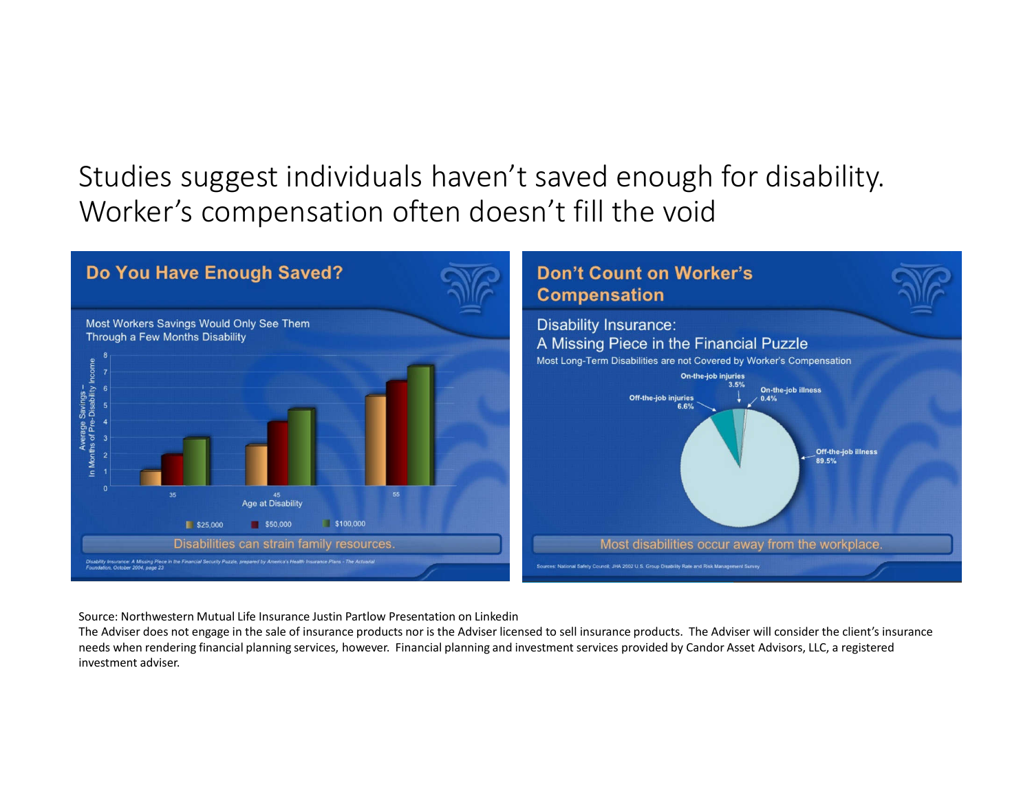# Studies suggest individuals haven't saved enough for disability. Worker's compensation often doesn't fill the void

## Do You Have Enough Saved?

Most Workers Savings Would Only See Them Through a Few Months Disability

Average Savings – In Months of Pre-Disability Income

| Age at Disability | $25,000 | $50,000 | $100,000 |
|---|---|---|---|
| 35 | 1 | 2 | 3 |
| 45 | 2.5 | 4 | 4.7 |
| 55 | 5.5 | 6.4 | 7.3 |

Disabilities can strain family resources.

*Disability Insurance: A Missing Piece in the Financial Security Puzzle, prepared by America's Health Insurance Plans - The Actuarial Foundation, October 2004, page 23*

## Don't Count on Worker's Compensation

Disability Insurance:
A Missing Piece in the Financial Puzzle

Most Long-Term Disabilities are not Covered by Worker's Compensation

| Cause | Share |
|---|---|
| On-the-job injuries | 3.5% |
| On-the-job illness | 0.4% |
| Off-the-job injuries | 6.6% |
| Off-the-job illness | 89.5% |

Most disabilities occur away from the workplace.

Sources: National Safety Council; JHA 2002 U.S. Group Disability Rate and Risk Management Survey

Source: Northwestern Mutual Life Insurance Justin Partlow Presentation on Linkedin

The Adviser does not engage in the sale of insurance products nor is the Adviser licensed to sell insurance products. The Adviser will consider the client's insurance needs when rendering financial planning services, however. Financial planning and investment services provided by Candor Asset Advisors, LLC, a registered investment adviser.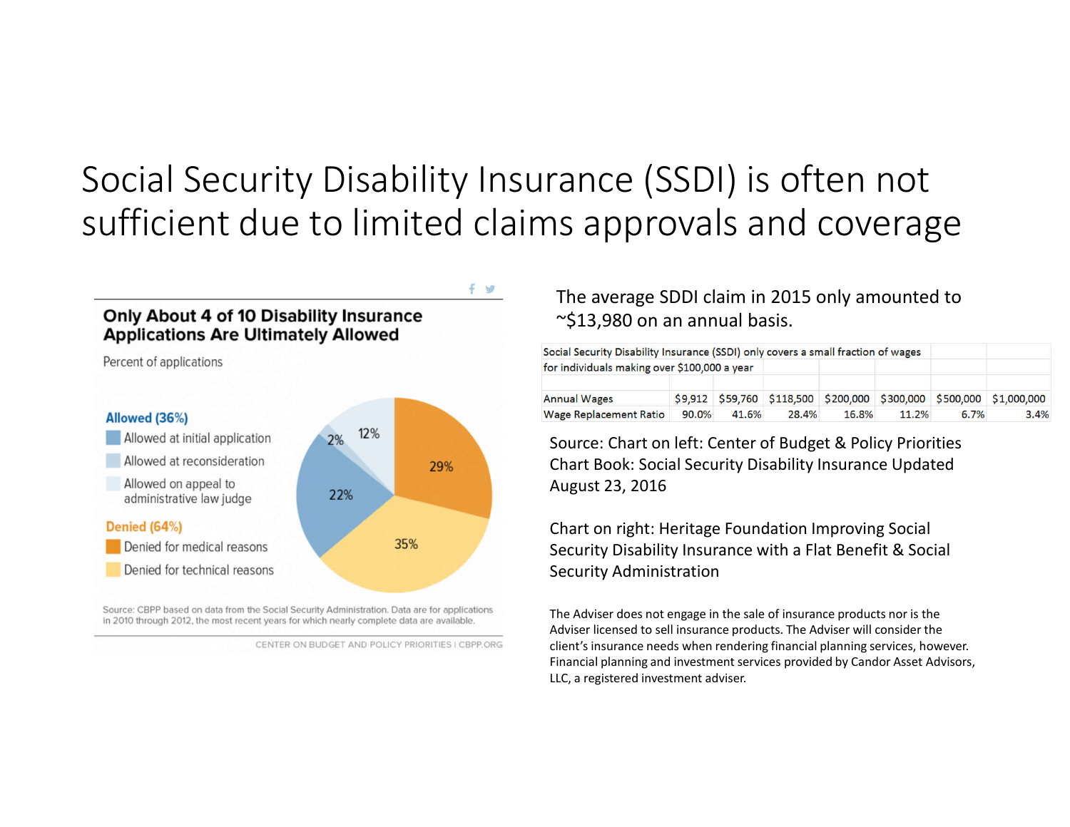# Social Security Disability Insurance (SSDI) is often not sufficient due to limited claims approvals and coverage

**Only About 4 of 10 Disability Insurance Applications Are Ultimately Allowed**

Percent of applications

**Allowed (36%)**
- Allowed at initial application — 22%
- Allowed at reconsideration — 2%
- Allowed on appeal to administrative law judge — 12%

**Denied (64%)**
- Denied for medical reasons — 29%
- Denied for technical reasons — 35%

Source: CBPP based on data from the Social Security Administration. Data are for applications in 2010 through 2012, the most recent years for which nearly complete data are available.

CENTER ON BUDGET AND POLICY PRIORITIES | CBPP.ORG

The average SDDI claim in 2015 only amounted to ~$13,980 on an annual basis.

Social Security Disability Insurance (SSDI) only covers a small fraction of wages for individuals making over $100,000 a year

| Annual Wages | $9,912 | $59,760 | $118,500 | $200,000 | $300,000 | $500,000 | $1,000,000 |
|---|---|---|---|---|---|---|---|
| Wage Replacement Ratio | 90.0% | 41.6% | 28.4% | 16.8% | 11.2% | 6.7% | 3.4% |

Source: Chart on left: Center of Budget & Policy Priorities Chart Book: Social Security Disability Insurance Updated August 23, 2016

Chart on right: Heritage Foundation Improving Social Security Disability Insurance with a Flat Benefit & Social Security Administration

The Adviser does not engage in the sale of insurance products nor is the Adviser licensed to sell insurance products. The Adviser will consider the client's insurance needs when rendering financial planning services, however. Financial planning and investment services provided by Candor Asset Advisors, LLC, a registered investment adviser.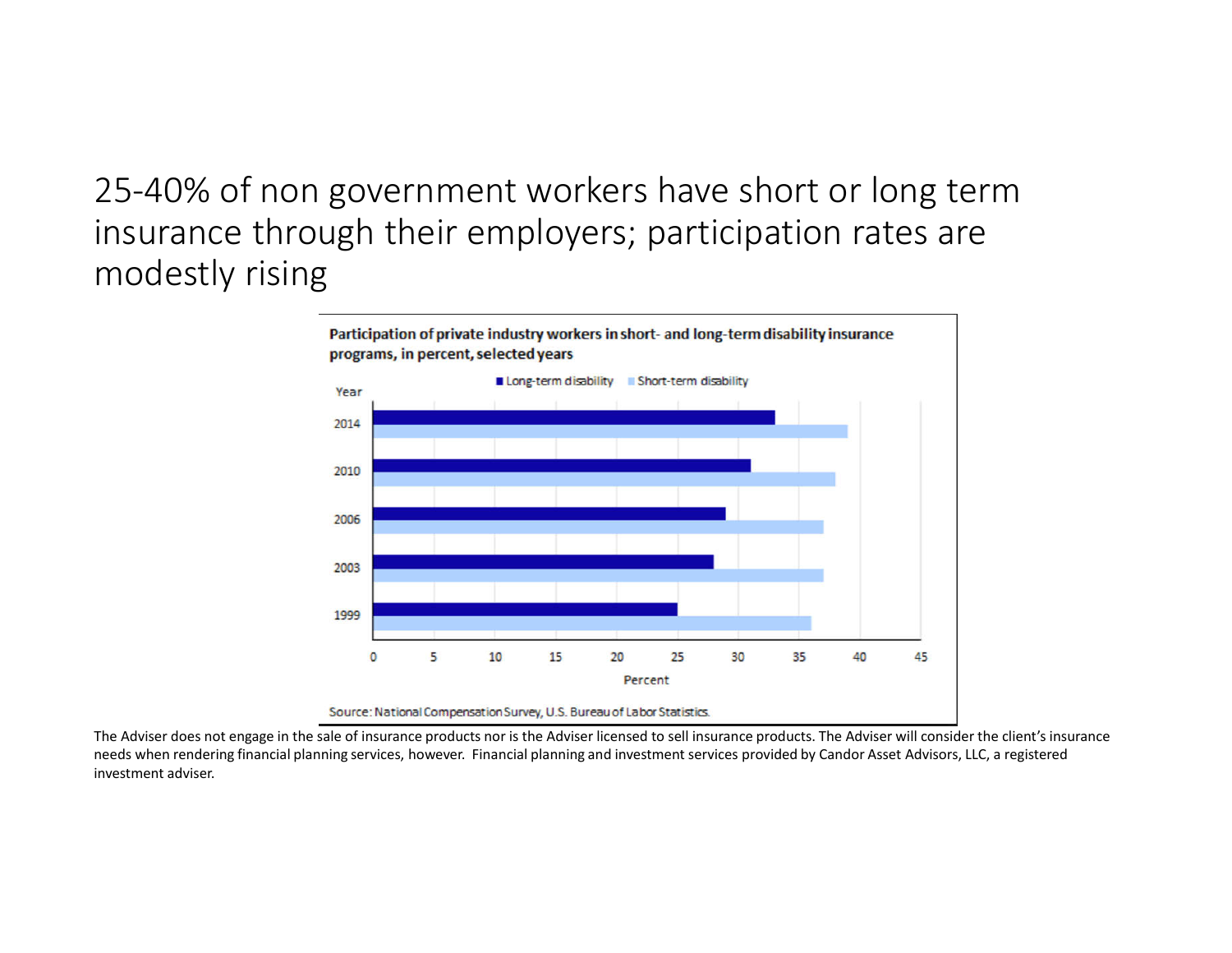# 25-40% of non government workers have short or long term insurance through their employers; participation rates are modestly rising

**Participation of private industry workers in short- and long-term disability insurance programs, in percent, selected years**

| Year | Long-term disability | Short-term disability |
|---|---|---|
| 2014 | 33 | 39 |
| 2010 | 31 | 38 |
| 2006 | 29 | 37 |
| 2003 | 28 | 37 |
| 1999 | 25 | 36 |

Source: National Compensation Survey, U.S. Bureau of Labor Statistics.

The Adviser does not engage in the sale of insurance products nor is the Adviser licensed to sell insurance products. The Adviser will consider the client's insurance needs when rendering financial planning services, however. Financial planning and investment services provided by Candor Asset Advisors, LLC, a registered investment adviser.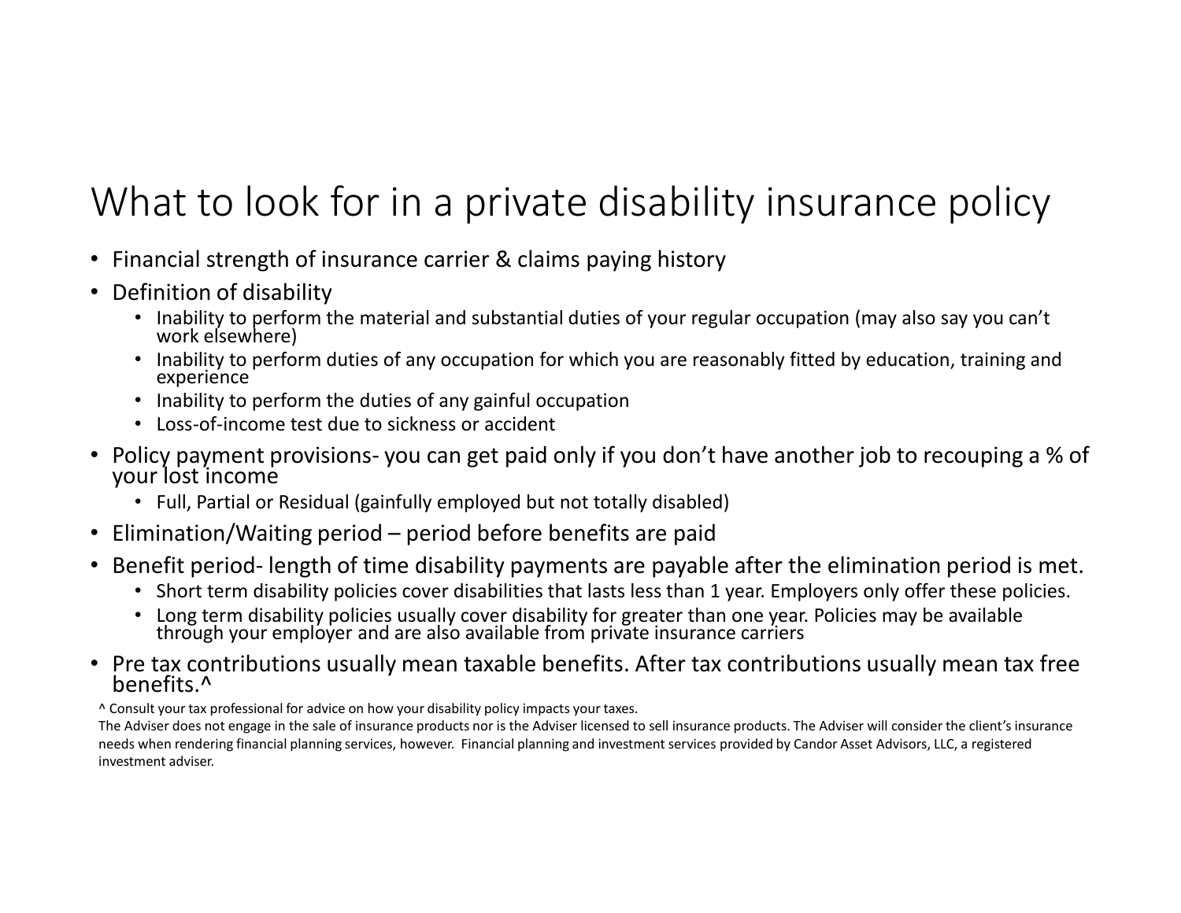# What to look for in a private disability insurance policy

- Financial strength of insurance carrier & claims paying history
- Definition of disability
  - Inability to perform the material and substantial duties of your regular occupation (may also say you can't work elsewhere)
  - Inability to perform duties of any occupation for which you are reasonably fitted by education, training and experience
  - Inability to perform the duties of any gainful occupation
  - Loss-of-income test due to sickness or accident
- Policy payment provisions- you can get paid only if you don't have another job to recouping a % of your lost income
  - Full, Partial or Residual (gainfully employed but not totally disabled)
- Elimination/Waiting period – period before benefits are paid
- Benefit period- length of time disability payments are payable after the elimination period is met.
  - Short term disability policies cover disabilities that lasts less than 1 year. Employers only offer these policies.
  - Long term disability policies usually cover disability for greater than one year. Policies may be available through your employer and are also available from private insurance carriers
- Pre tax contributions usually mean taxable benefits. After tax contributions usually mean tax free benefits.^

^ Consult your tax professional for advice on how your disability policy impacts your taxes.

The Adviser does not engage in the sale of insurance products nor is the Adviser licensed to sell insurance products. The Adviser will consider the client's insurance needs when rendering financial planning services, however. Financial planning and investment services provided by Candor Asset Advisors, LLC, a registered investment adviser.